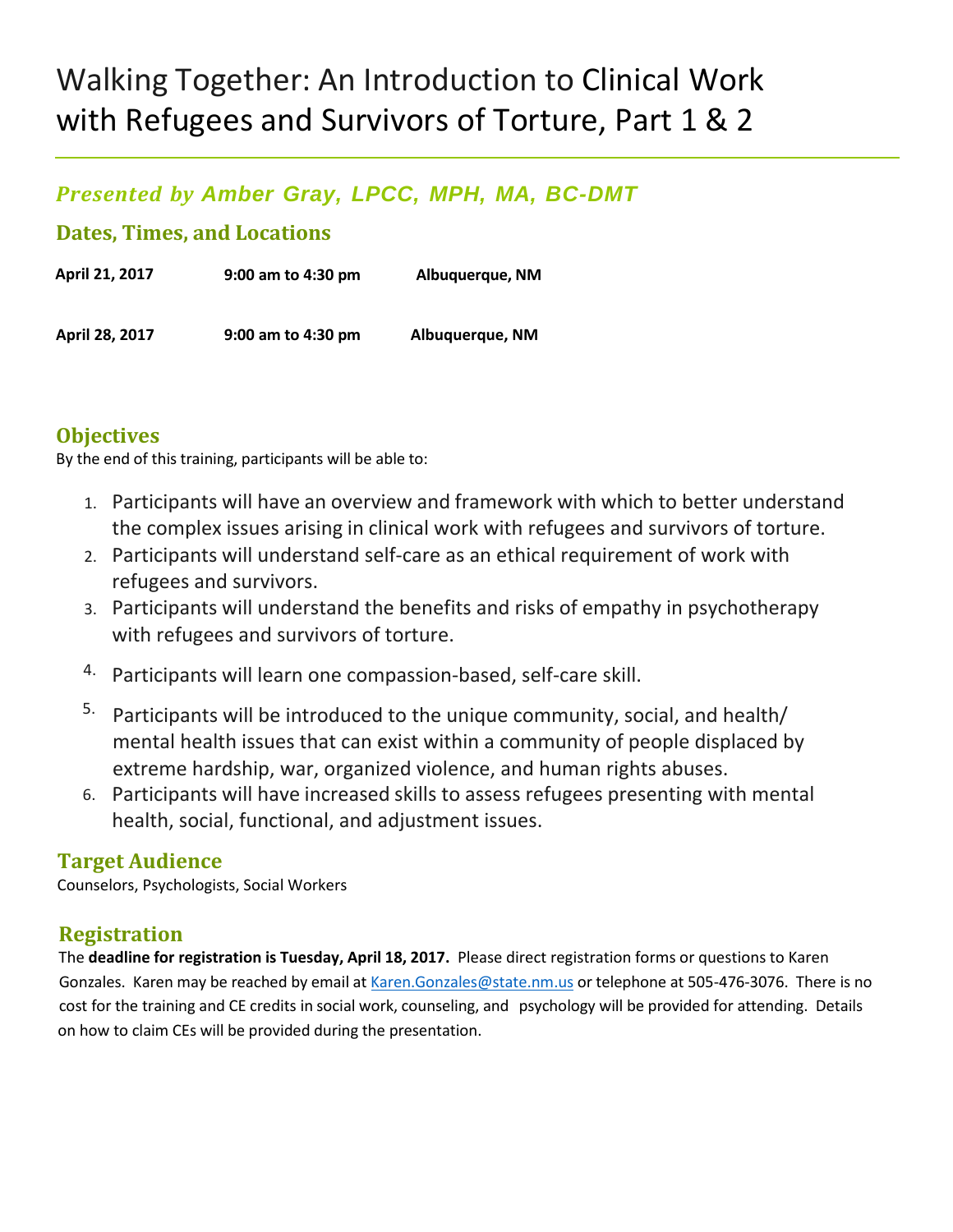# Walking Together: An Introduction to Clinical Work with Refugees and Survivors of Torture, Part 1 & 2

### *Presented by Amber Gray, LPCC, MPH, MA, BC-DMT*

## Dates, Times, and Locations

| | | |
|---|---|---|
| **April 21, 2017** | **9:00 am to 4:30 pm** | **Albuquerque, NM** |
| **April 28, 2017** | **9:00 am to 4:30 pm** | **Albuquerque, NM** |

## Objectives

By the end of this training, participants will be able to:

1. Participants will have an overview and framework with which to better understand the complex issues arising in clinical work with refugees and survivors of torture.
2. Participants will understand self-care as an ethical requirement of work with refugees and survivors.
3. Participants will understand the benefits and risks of empathy in psychotherapy with refugees and survivors of torture.
4. Participants will learn one compassion-based, self-care skill.
5. Participants will be introduced to the unique community, social, and health/ mental health issues that can exist within a community of people displaced by extreme hardship, war, organized violence, and human rights abuses.
6. Participants will have increased skills to assess refugees presenting with mental health, social, functional, and adjustment issues.

## Target Audience

Counselors, Psychologists, Social Workers

## Registration

The **deadline for registration is Tuesday, April 18, 2017.** Please direct registration forms or questions to Karen Gonzales. Karen may be reached by email at Karen.Gonzales@state.nm.us or telephone at 505-476-3076. There is no cost for the training and CE credits in social work, counseling, and psychology will be provided for attending. Details on how to claim CEs will be provided during the presentation.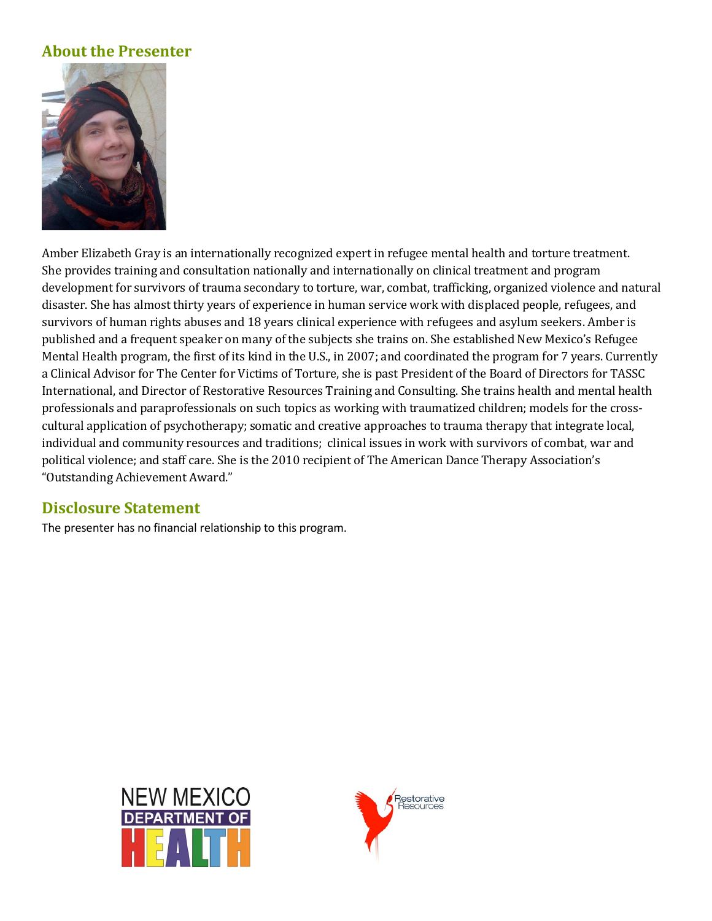## About the Presenter

Amber Elizabeth Gray is an internationally recognized expert in refugee mental health and torture treatment. She provides training and consultation nationally and internationally on clinical treatment and program development for survivors of trauma secondary to torture, war, combat, trafficking, organized violence and natural disaster. She has almost thirty years of experience in human service work with displaced people, refugees, and survivors of human rights abuses and 18 years clinical experience with refugees and asylum seekers. Amber is published and a frequent speaker on many of the subjects she trains on. She established New Mexico's Refugee Mental Health program, the first of its kind in the U.S., in 2007; and coordinated the program for 7 years. Currently a Clinical Advisor for The Center for Victims of Torture, she is past President of the Board of Directors for TASSC International, and Director of Restorative Resources Training and Consulting. She trains health and mental health professionals and paraprofessionals on such topics as working with traumatized children; models for the cross-cultural application of psychotherapy; somatic and creative approaches to trauma therapy that integrate local, individual and community resources and traditions; clinical issues in work with survivors of combat, war and political violence; and staff care. She is the 2010 recipient of The American Dance Therapy Association's "Outstanding Achievement Award."

## Disclosure Statement

The presenter has no financial relationship to this program.

NEW MEXICO DEPARTMENT OF HEALTH

Restorative Resources